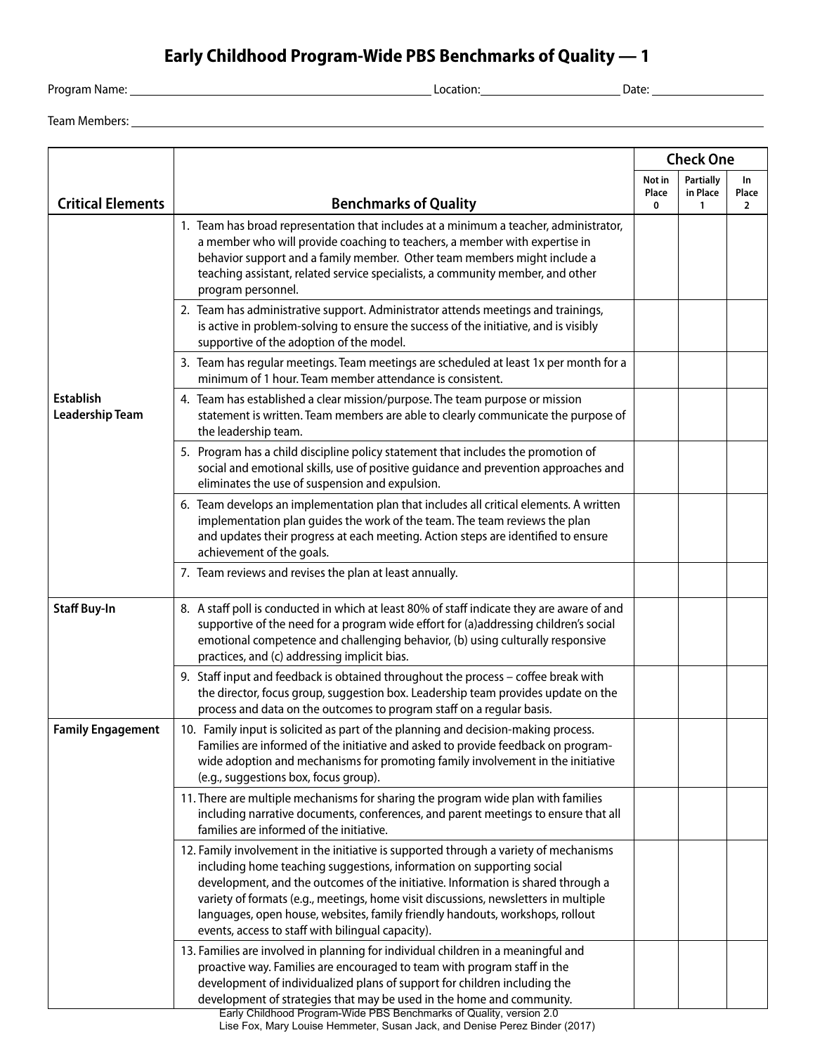# Early Childhood Program-Wide PBS Benchmarks of Quality — 1

Program Name: ______________________ Location: ______________ Date: ____________

Team Members: ______________________________________________

| Critical Elements | Benchmarks of Quality | Check One | | |
|---|---|---|---|---|
| | | Not in Place 0 | Partially in Place 1 | In Place 2 |
| Establish Leadership Team | 1. Team has broad representation that includes at a minimum a teacher, administrator, a member who will provide coaching to teachers, a member with expertise in behavior support and a family member. Other team members might include a teaching assistant, related service specialists, a community member, and other program personnel. | | | |
| | 2. Team has administrative support. Administrator attends meetings and trainings, is active in problem-solving to ensure the success of the initiative, and is visibly supportive of the adoption of the model. | | | |
| | 3. Team has regular meetings. Team meetings are scheduled at least 1x per month for a minimum of 1 hour. Team member attendance is consistent. | | | |
| | 4. Team has established a clear mission/purpose. The team purpose or mission statement is written. Team members are able to clearly communicate the purpose of the leadership team. | | | |
| | 5. Program has a child discipline policy statement that includes the promotion of social and emotional skills, use of positive guidance and prevention approaches and eliminates the use of suspension and expulsion. | | | |
| | 6. Team develops an implementation plan that includes all critical elements. A written implementation plan guides the work of the team. The team reviews the plan and updates their progress at each meeting. Action steps are identified to ensure achievement of the goals. | | | |
| | 7. Team reviews and revises the plan at least annually. | | | |
| Staff Buy-In | 8. A staff poll is conducted in which at least 80% of staff indicate they are aware of and supportive of the need for a program wide effort for (a)addressing children's social emotional competence and challenging behavior, (b) using culturally responsive practices, and (c) addressing implicit bias. | | | |
| | 9. Staff input and feedback is obtained throughout the process – coffee break with the director, focus group, suggestion box. Leadership team provides update on the process and data on the outcomes to program staff on a regular basis. | | | |
| Family Engagement | 10. Family input is solicited as part of the planning and decision-making process. Families are informed of the initiative and asked to provide feedback on program-wide adoption and mechanisms for promoting family involvement in the initiative (e.g., suggestions box, focus group). | | | |
| | 11. There are multiple mechanisms for sharing the program wide plan with families including narrative documents, conferences, and parent meetings to ensure that all families are informed of the initiative. | | | |
| | 12. Family involvement in the initiative is supported through a variety of mechanisms including home teaching suggestions, information on supporting social development, and the outcomes of the initiative. Information is shared through a variety of formats (e.g., meetings, home visit discussions, newsletters in multiple languages, open house, websites, family friendly handouts, workshops, rollout events, access to staff with bilingual capacity). | | | |
| | 13. Families are involved in planning for individual children in a meaningful and proactive way. Families are encouraged to team with program staff in the development of individualized plans of support for children including the development of strategies that may be used in the home and community. | | | |

Early Childhood Program-Wide PBS Benchmarks of Quality, version 2.0
Lise Fox, Mary Louise Hemmeter, Susan Jack, and Denise Perez Binder (2017)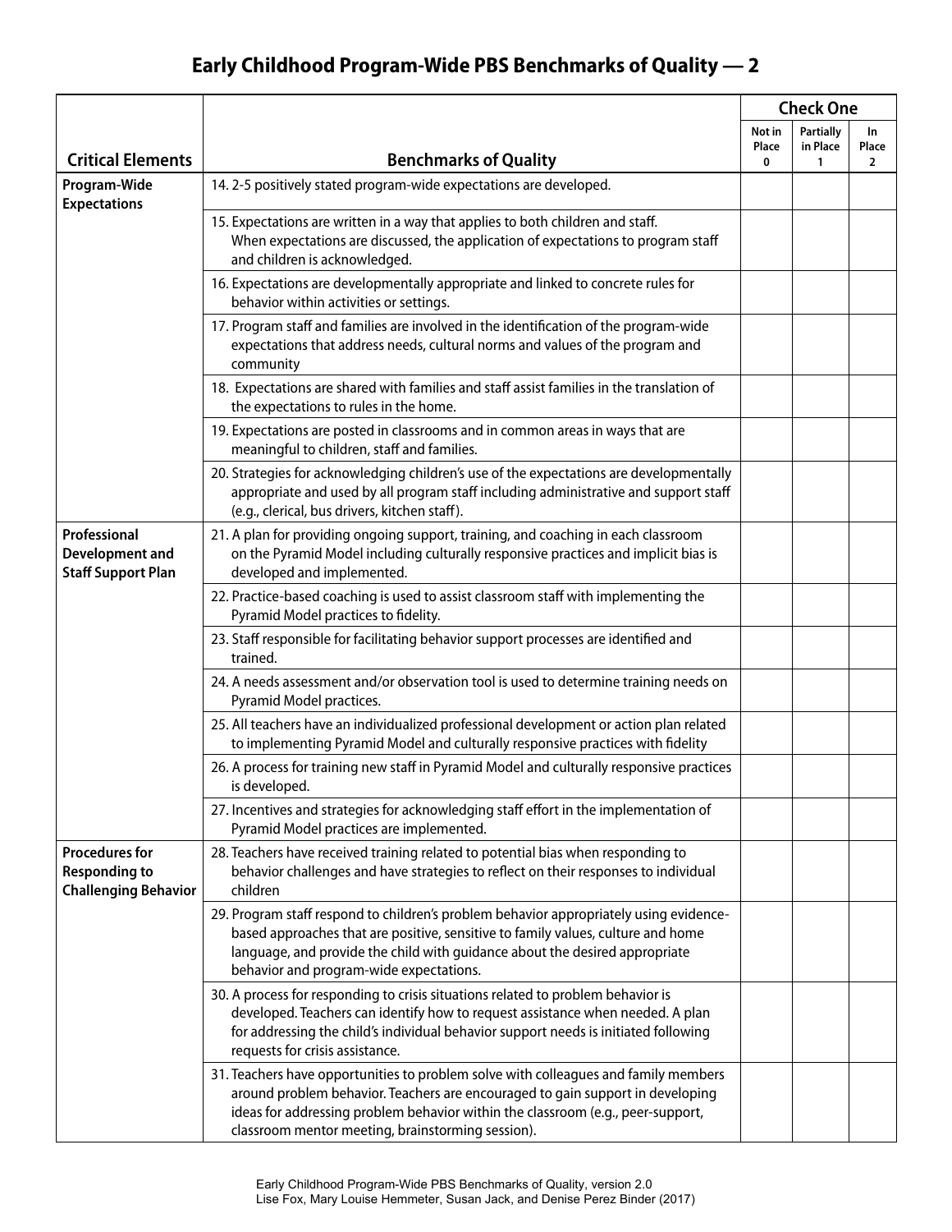# Early Childhood Program-Wide PBS Benchmarks of Quality — 2

| Critical Elements | Benchmarks of Quality | Check One | | |
|---|---|---|---|---|
| | | Not in Place 0 | Partially in Place 1 | In Place 2 |
| **Program-Wide Expectations** | 14. 2-5 positively stated program-wide expectations are developed. | | | |
| | 15. Expectations are written in a way that applies to both children and staff. When expectations are discussed, the application of expectations to program staff and children is acknowledged. | | | |
| | 16. Expectations are developmentally appropriate and linked to concrete rules for behavior within activities or settings. | | | |
| | 17. Program staff and families are involved in the identification of the program-wide expectations that address needs, cultural norms and values of the program and community | | | |
| | 18. Expectations are shared with families and staff assist families in the translation of the expectations to rules in the home. | | | |
| | 19. Expectations are posted in classrooms and in common areas in ways that are meaningful to children, staff and families. | | | |
| | 20. Strategies for acknowledging children's use of the expectations are developmentally appropriate and used by all program staff including administrative and support staff (e.g., clerical, bus drivers, kitchen staff). | | | |
| **Professional Development and Staff Support Plan** | 21. A plan for providing ongoing support, training, and coaching in each classroom on the Pyramid Model including culturally responsive practices and implicit bias is developed and implemented. | | | |
| | 22. Practice-based coaching is used to assist classroom staff with implementing the Pyramid Model practices to fidelity. | | | |
| | 23. Staff responsible for facilitating behavior support processes are identified and trained. | | | |
| | 24. A needs assessment and/or observation tool is used to determine training needs on Pyramid Model practices. | | | |
| | 25. All teachers have an individualized professional development or action plan related to implementing Pyramid Model and culturally responsive practices with fidelity | | | |
| | 26. A process for training new staff in Pyramid Model and culturally responsive practices is developed. | | | |
| | 27. Incentives and strategies for acknowledging staff effort in the implementation of Pyramid Model practices are implemented. | | | |
| **Procedures for Responding to Challenging Behavior** | 28. Teachers have received training related to potential bias when responding to behavior challenges and have strategies to reflect on their responses to individual children | | | |
| | 29. Program staff respond to children's problem behavior appropriately using evidence-based approaches that are positive, sensitive to family values, culture and home language, and provide the child with guidance about the desired appropriate behavior and program-wide expectations. | | | |
| | 30. A process for responding to crisis situations related to problem behavior is developed. Teachers can identify how to request assistance when needed. A plan for addressing the child's individual behavior support needs is initiated following requests for crisis assistance. | | | |
| | 31. Teachers have opportunities to problem solve with colleagues and family members around problem behavior. Teachers are encouraged to gain support in developing ideas for addressing problem behavior within the classroom (e.g., peer-support, classroom mentor meeting, brainstorming session). | | | |

Early Childhood Program-Wide PBS Benchmarks of Quality, version 2.0
Lise Fox, Mary Louise Hemmeter, Susan Jack, and Denise Perez Binder (2017)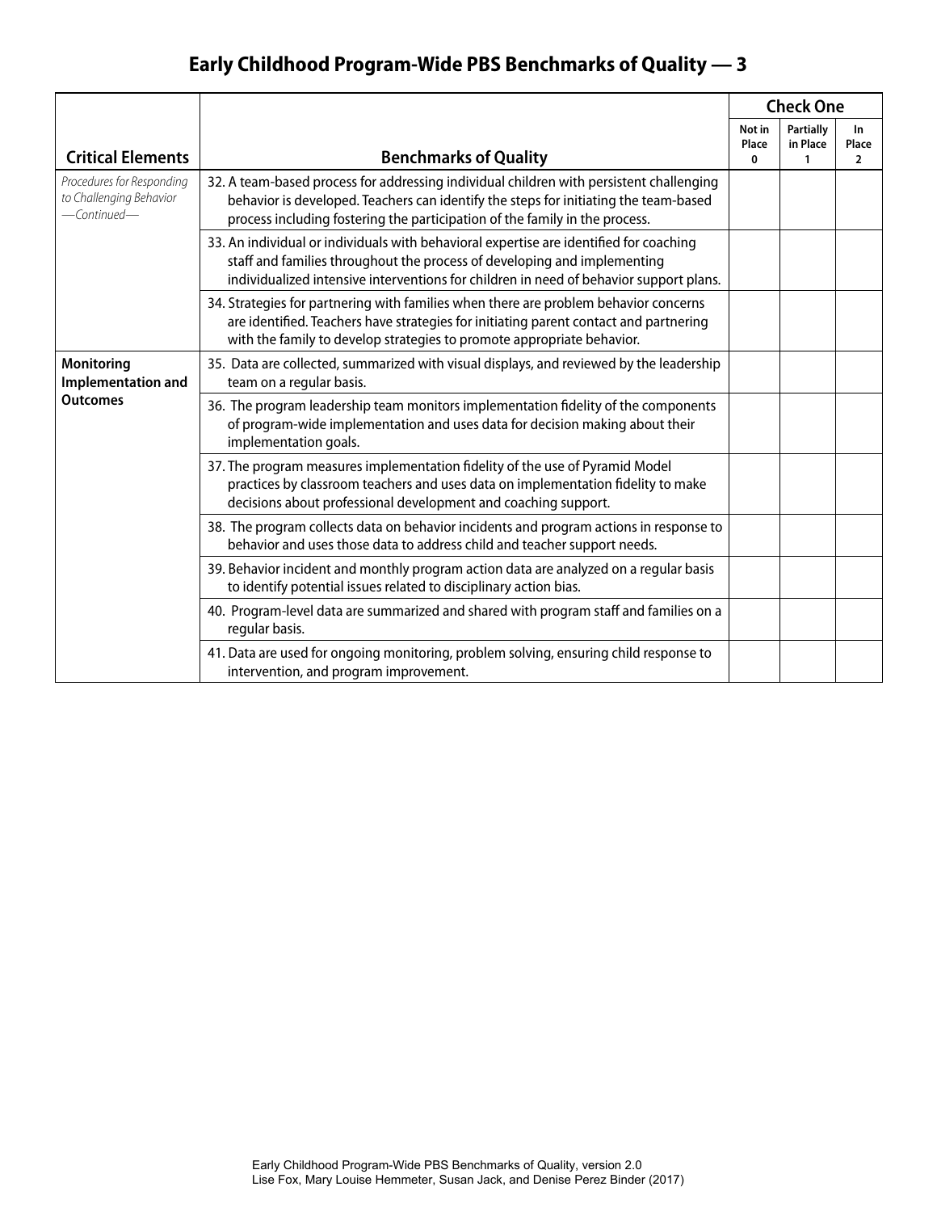# Early Childhood Program-Wide PBS Benchmarks of Quality — 3

| Critical Elements | Benchmarks of Quality | Check One | | |
|---|---|---|---|---|
| | | Not in Place 0 | Partially in Place 1 | In Place 2 |
| *Procedures for Responding to Challenging Behavior —Continued—* | 32. A team-based process for addressing individual children with persistent challenging behavior is developed. Teachers can identify the steps for initiating the team-based process including fostering the participation of the family in the process. | | | |
| | 33. An individual or individuals with behavioral expertise are identified for coaching staff and families throughout the process of developing and implementing individualized intensive interventions for children in need of behavior support plans. | | | |
| | 34. Strategies for partnering with families when there are problem behavior concerns are identified. Teachers have strategies for initiating parent contact and partnering with the family to develop strategies to promote appropriate behavior. | | | |
| **Monitoring Implementation and Outcomes** | 35. Data are collected, summarized with visual displays, and reviewed by the leadership team on a regular basis. | | | |
| | 36. The program leadership team monitors implementation fidelity of the components of program-wide implementation and uses data for decision making about their implementation goals. | | | |
| | 37. The program measures implementation fidelity of the use of Pyramid Model practices by classroom teachers and uses data on implementation fidelity to make decisions about professional development and coaching support. | | | |
| | 38. The program collects data on behavior incidents and program actions in response to behavior and uses those data to address child and teacher support needs. | | | |
| | 39. Behavior incident and monthly program action data are analyzed on a regular basis to identify potential issues related to disciplinary action bias. | | | |
| | 40. Program-level data are summarized and shared with program staff and families on a regular basis. | | | |
| | 41. Data are used for ongoing monitoring, problem solving, ensuring child response to intervention, and program improvement. | | | |

Early Childhood Program-Wide PBS Benchmarks of Quality, version 2.0
Lise Fox, Mary Louise Hemmeter, Susan Jack, and Denise Perez Binder (2017)